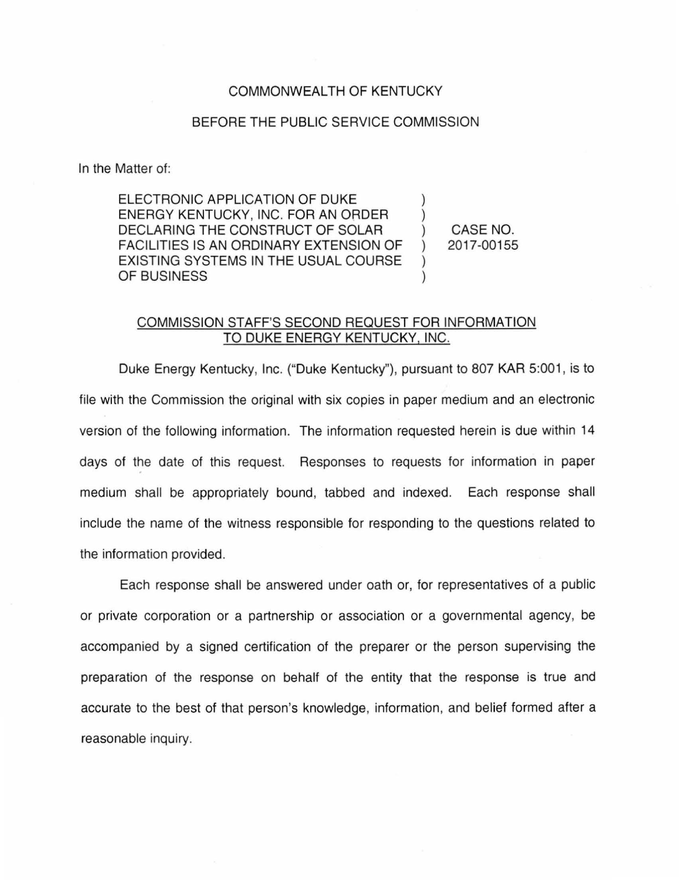COMMONWEALTH OF KENTUCKY

BEFORE THE PUBLIC SERVICE COMMISSION

In the Matter of:

| | | |
|---|---|---|
| ELECTRONIC APPLICATION OF DUKE ENERGY KENTUCKY, INC. FOR AN ORDER DECLARING THE CONSTRUCT OF SOLAR FACILITIES IS AN ORDINARY EXTENSION OF EXISTING SYSTEMS IN THE USUAL COURSE OF BUSINESS | ) | CASE NO. 2017-00155 |

## COMMISSION STAFF'S SECOND REQUEST FOR INFORMATION TO DUKE ENERGY KENTUCKY, INC.

Duke Energy Kentucky, Inc. ("Duke Kentucky"), pursuant to 807 KAR 5:001, is to file with the Commission the original with six copies in paper medium and an electronic version of the following information. The information requested herein is due within 14 days of the date of this request. Responses to requests for information in paper medium shall be appropriately bound, tabbed and indexed. Each response shall include the name of the witness responsible for responding to the questions related to the information provided.

Each response shall be answered under oath or, for representatives of a public or private corporation or a partnership or association or a governmental agency, be accompanied by a signed certification of the preparer or the person supervising the preparation of the response on behalf of the entity that the response is true and accurate to the best of that person's knowledge, information, and belief formed after a reasonable inquiry.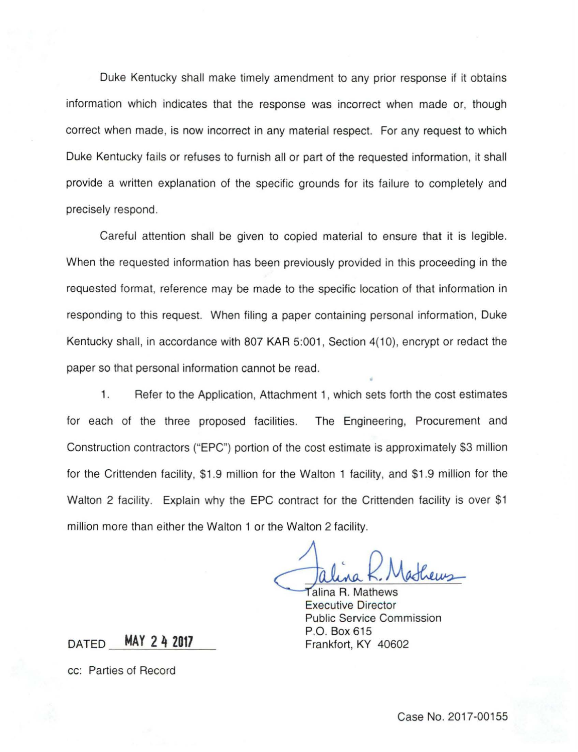Duke Kentucky shall make timely amendment to any prior response if it obtains information which indicates that the response was incorrect when made or, though correct when made, is now incorrect in any material respect. For any request to which Duke Kentucky fails or refuses to furnish all or part of the requested information, it shall provide a written explanation of the specific grounds for its failure to completely and precisely respond.

Careful attention shall be given to copied material to ensure that it is legible. When the requested information has been previously provided in this proceeding in the requested format, reference may be made to the specific location of that information in responding to this request. When filing a paper containing personal information, Duke Kentucky shall, in accordance with 807 KAR 5:001, Section 4(10), encrypt or redact the paper so that personal information cannot be read.

1. Refer to the Application, Attachment 1, which sets forth the cost estimates for each of the three proposed facilities. The Engineering, Procurement and Construction contractors ("EPC") portion of the cost estimate is approximately $3 million for the Crittenden facility, $1.9 million for the Walton 1 facility, and $1.9 million for the Walton 2 facility. Explain why the EPC contract for the Crittenden facility is over $1 million more than either the Walton 1 or the Walton 2 facility.

Talina R. Mathews
Executive Director
Public Service Commission
P.O. Box 615
Frankfort, KY 40602

DATED MAY 24 2017

cc: Parties of Record

Case No. 2017-00155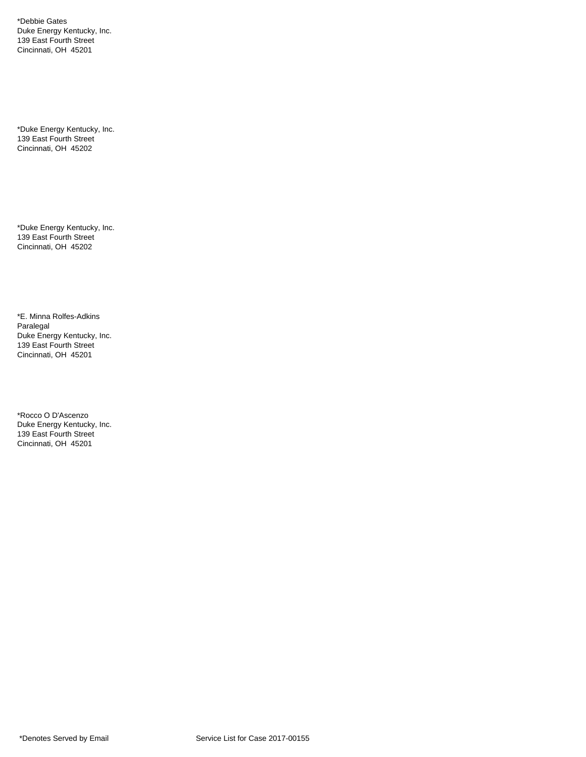*Debbie Gates
Duke Energy Kentucky, Inc.
139 East Fourth Street
Cincinnati, OH  45201

*Duke Energy Kentucky, Inc.
139 East Fourth Street
Cincinnati, OH  45202

*Duke Energy Kentucky, Inc.
139 East Fourth Street
Cincinnati, OH  45202

*E. Minna Rolfes-Adkins
Paralegal
Duke Energy Kentucky, Inc.
139 East Fourth Street
Cincinnati, OH  45201

*Rocco O D'Ascenzo
Duke Energy Kentucky, Inc.
139 East Fourth Street
Cincinnati, OH  45201

*Denotes Served by Email

Service List for Case 2017-00155